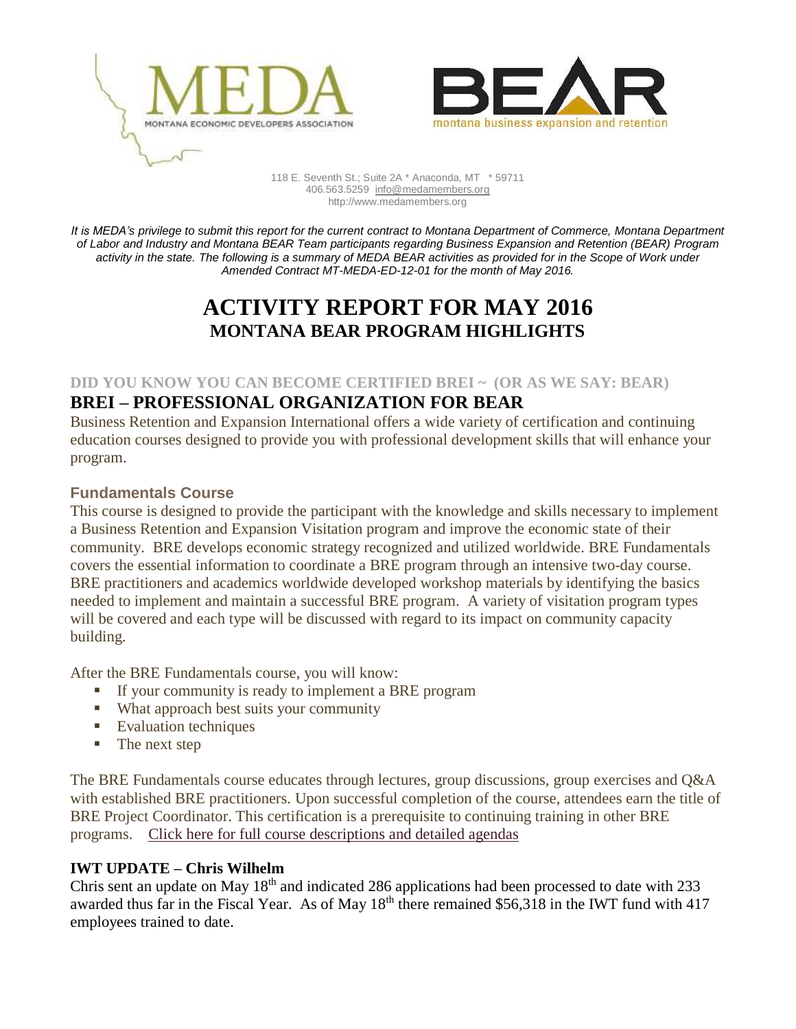MEDA
MONTANA ECONOMIC DEVELOPERS ASSOCIATION

BEAR
montana business expansion and retention

118 E. Seventh St.; Suite 2A * Anaconda, MT * 59711
406.563.5259 info@medamembers.org
http://www.medamembers.org

*It is MEDA's privilege to submit this report for the current contract to Montana Department of Commerce, Montana Department of Labor and Industry and Montana BEAR Team participants regarding Business Expansion and Retention (BEAR) Program activity in the state. The following is a summary of MEDA BEAR activities as provided for in the Scope of Work under Amended Contract MT-MEDA-ED-12-01 for the month of May 2016.*

# ACTIVITY REPORT FOR MAY 2016
## MONTANA BEAR PROGRAM HIGHLIGHTS

### DID YOU KNOW YOU CAN BECOME CERTIFIED BREI ~ (OR AS WE SAY: BEAR)

## BREI – PROFESSIONAL ORGANIZATION FOR BEAR

Business Retention and Expansion International offers a wide variety of certification and continuing education courses designed to provide you with professional development skills that will enhance your program.

### Fundamentals Course

This course is designed to provide the participant with the knowledge and skills necessary to implement a Business Retention and Expansion Visitation program and improve the economic state of their community. BRE develops economic strategy recognized and utilized worldwide. BRE Fundamentals covers the essential information to coordinate a BRE program through an intensive two-day course. BRE practitioners and academics worldwide developed workshop materials by identifying the basics needed to implement and maintain a successful BRE program. A variety of visitation program types will be covered and each type will be discussed with regard to its impact on community capacity building.

After the BRE Fundamentals course, you will know:

- If your community is ready to implement a BRE program
- What approach best suits your community
- Evaluation techniques
- The next step

The BRE Fundamentals course educates through lectures, group discussions, group exercises and Q&A with established BRE practitioners. Upon successful completion of the course, attendees earn the title of BRE Project Coordinator. This certification is a prerequisite to continuing training in other BRE programs. Click here for full course descriptions and detailed agendas

### IWT UPDATE – Chris Wilhelm

Chris sent an update on May 18th and indicated 286 applications had been processed to date with 233 awarded thus far in the Fiscal Year. As of May 18th there remained $56,318 in the IWT fund with 417 employees trained to date.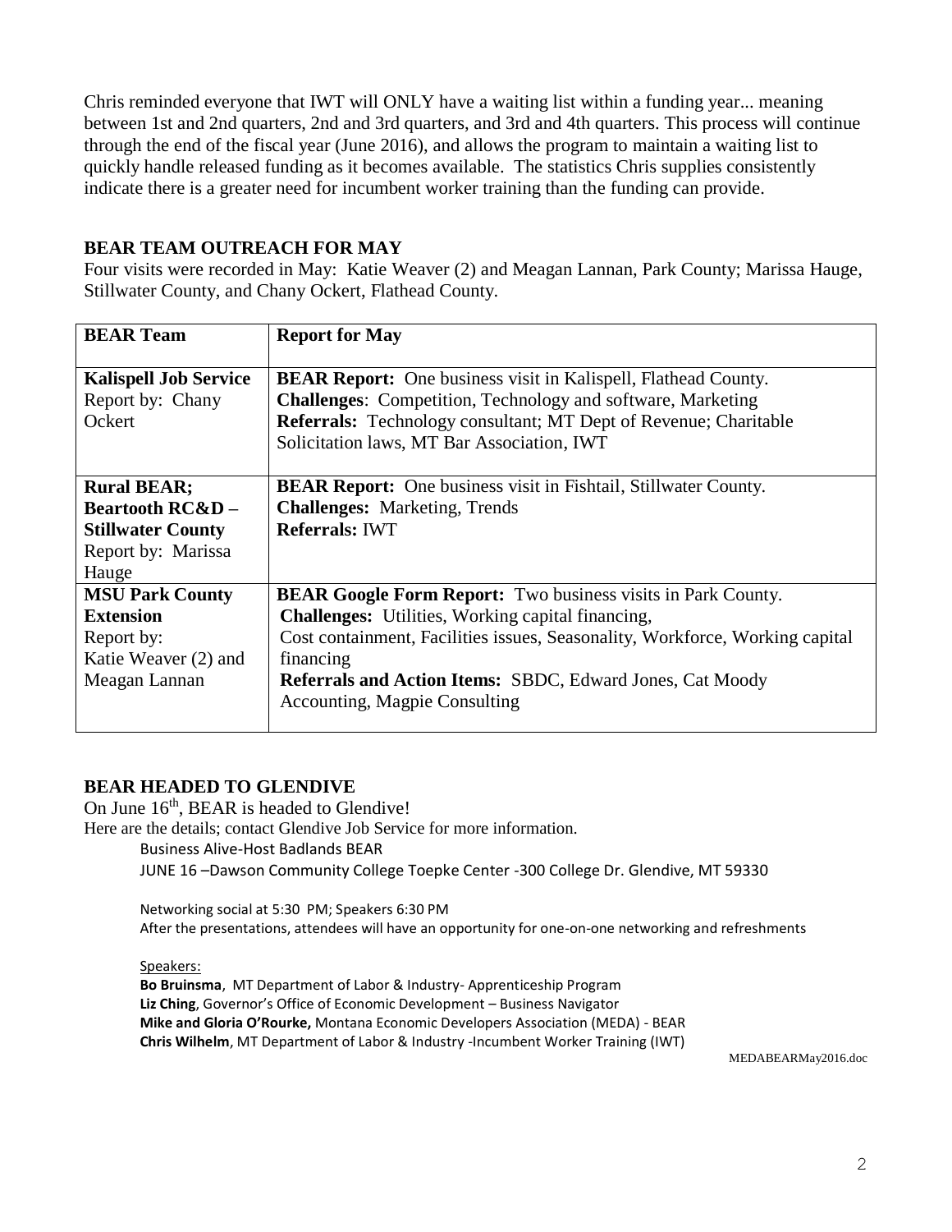Chris reminded everyone that IWT will ONLY have a waiting list within a funding year... meaning between 1st and 2nd quarters, 2nd and 3rd quarters, and 3rd and 4th quarters. This process will continue through the end of the fiscal year (June 2016), and allows the program to maintain a waiting list to quickly handle released funding as it becomes available. The statistics Chris supplies consistently indicate there is a greater need for incumbent worker training than the funding can provide.

**BEAR TEAM OUTREACH FOR MAY**

Four visits were recorded in May: Katie Weaver (2) and Meagan Lannan, Park County; Marissa Hauge, Stillwater County, and Chany Ockert, Flathead County.

| **BEAR Team** | **Report for May** |
|---|---|
| **Kalispell Job Service** Report by: Chany Ockert | **BEAR Report:** One business visit in Kalispell, Flathead County. **Challenges**: Competition, Technology and software, Marketing **Referrals:** Technology consultant; MT Dept of Revenue; Charitable Solicitation laws, MT Bar Association, IWT |
| **Rural BEAR; Beartooth RC&D – Stillwater County** Report by: Marissa Hauge | **BEAR Report:** One business visit in Fishtail, Stillwater County. **Challenges:** Marketing, Trends **Referrals:** IWT |
| **MSU Park County Extension** Report by: Katie Weaver (2) and Meagan Lannan | **BEAR Google Form Report:** Two business visits in Park County. **Challenges:** Utilities, Working capital financing, Cost containment, Facilities issues, Seasonality, Workforce, Working capital financing **Referrals and Action Items:** SBDC, Edward Jones, Cat Moody Accounting, Magpie Consulting |

**BEAR HEADED TO GLENDIVE**

On June 16th, BEAR is headed to Glendive!
Here are the details; contact Glendive Job Service for more information.

Business Alive-Host Badlands BEAR
JUNE 16 –Dawson Community College Toepke Center -300 College Dr. Glendive, MT 59330

Networking social at 5:30 PM; Speakers 6:30 PM
After the presentations, attendees will have an opportunity for one-on-one networking and refreshments

Speakers:
**Bo Bruinsma**, MT Department of Labor & Industry- Apprenticeship Program
**Liz Ching**, Governor's Office of Economic Development – Business Navigator
**Mike and Gloria O'Rourke,** Montana Economic Developers Association (MEDA) - BEAR
**Chris Wilhelm**, MT Department of Labor & Industry -Incumbent Worker Training (IWT)

MEDABEARMay2016.doc